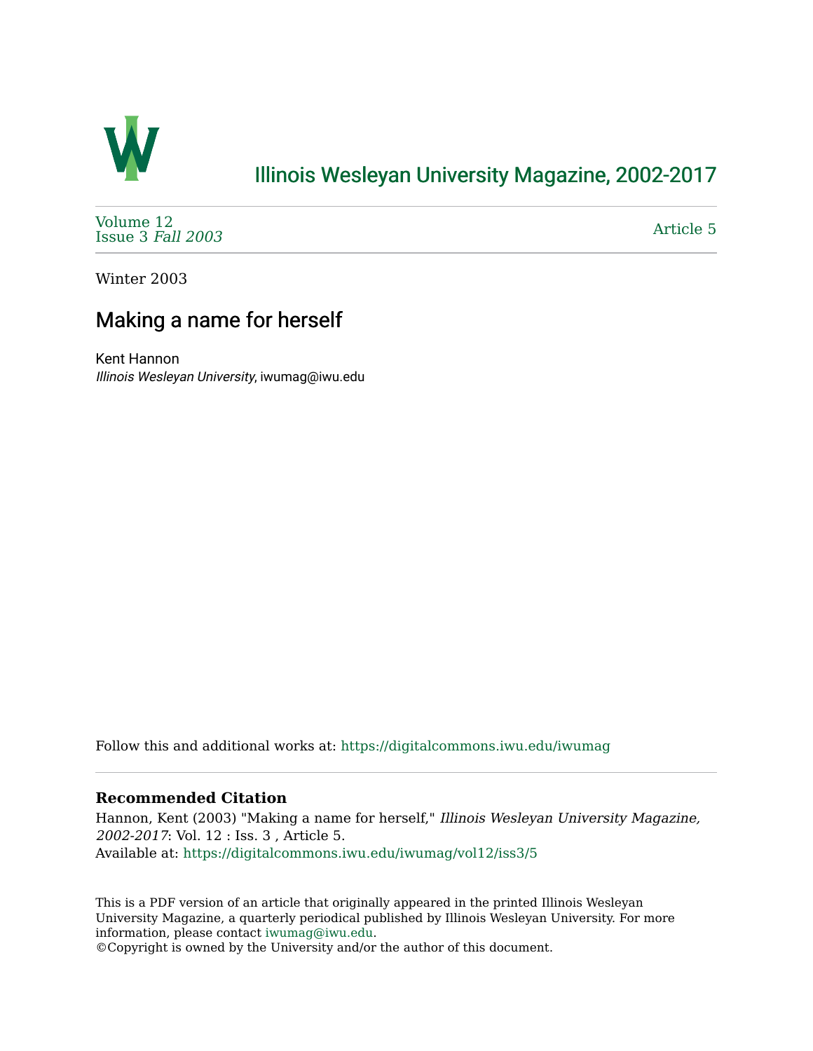# Illinois Wesleyan University Magazine, 2002-2017

Volume 12
Issue 3 *Fall 2003*

Article 5

Winter 2003

## Making a name for herself

Kent Hannon
*Illinois Wesleyan University*, iwumag@iwu.edu

Follow this and additional works at: https://digitalcommons.iwu.edu/iwumag

**Recommended Citation**

Hannon, Kent (2003) "Making a name for herself," *Illinois Wesleyan University Magazine, 2002-2017*: Vol. 12 : Iss. 3 , Article 5.
Available at: https://digitalcommons.iwu.edu/iwumag/vol12/iss3/5

This is a PDF version of an article that originally appeared in the printed Illinois Wesleyan University Magazine, a quarterly periodical published by Illinois Wesleyan University. For more information, please contact iwumag@iwu.edu.
©Copyright is owned by the University and/or the author of this document.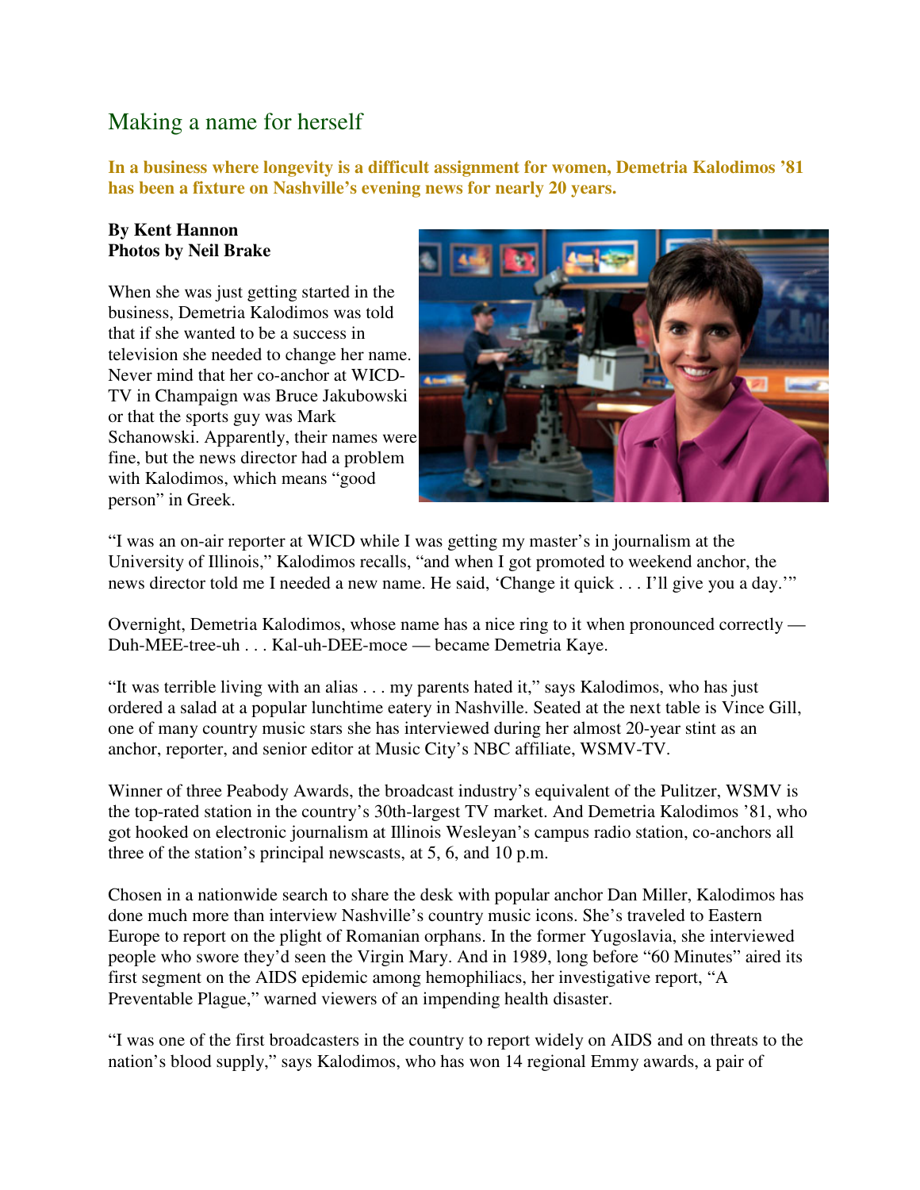# Making a name for herself

**In a business where longevity is a difficult assignment for women, Demetria Kalodimos '81 has been a fixture on Nashville's evening news for nearly 20 years.**

**By Kent Hannon**
**Photos by Neil Brake**

When she was just getting started in the business, Demetria Kalodimos was told that if she wanted to be a success in television she needed to change her name. Never mind that her co-anchor at WICD-TV in Champaign was Bruce Jakubowski or that the sports guy was Mark Schanowski. Apparently, their names were fine, but the news director had a problem with Kalodimos, which means "good person" in Greek.

"I was an on-air reporter at WICD while I was getting my master's in journalism at the University of Illinois," Kalodimos recalls, "and when I got promoted to weekend anchor, the news director told me I needed a new name. He said, 'Change it quick . . . I'll give you a day.'"

Overnight, Demetria Kalodimos, whose name has a nice ring to it when pronounced correctly — Duh-MEE-tree-uh . . . Kal-uh-DEE-moce — became Demetria Kaye.

"It was terrible living with an alias . . . my parents hated it," says Kalodimos, who has just ordered a salad at a popular lunchtime eatery in Nashville. Seated at the next table is Vince Gill, one of many country music stars she has interviewed during her almost 20-year stint as an anchor, reporter, and senior editor at Music City's NBC affiliate, WSMV-TV.

Winner of three Peabody Awards, the broadcast industry's equivalent of the Pulitzer, WSMV is the top-rated station in the country's 30th-largest TV market. And Demetria Kalodimos '81, who got hooked on electronic journalism at Illinois Wesleyan's campus radio station, co-anchors all three of the station's principal newscasts, at 5, 6, and 10 p.m.

Chosen in a nationwide search to share the desk with popular anchor Dan Miller, Kalodimos has done much more than interview Nashville's country music icons. She's traveled to Eastern Europe to report on the plight of Romanian orphans. In the former Yugoslavia, she interviewed people who swore they'd seen the Virgin Mary. And in 1989, long before "60 Minutes" aired its first segment on the AIDS epidemic among hemophiliacs, her investigative report, "A Preventable Plague," warned viewers of an impending health disaster.

"I was one of the first broadcasters in the country to report widely on AIDS and on threats to the nation's blood supply," says Kalodimos, who has won 14 regional Emmy awards, a pair of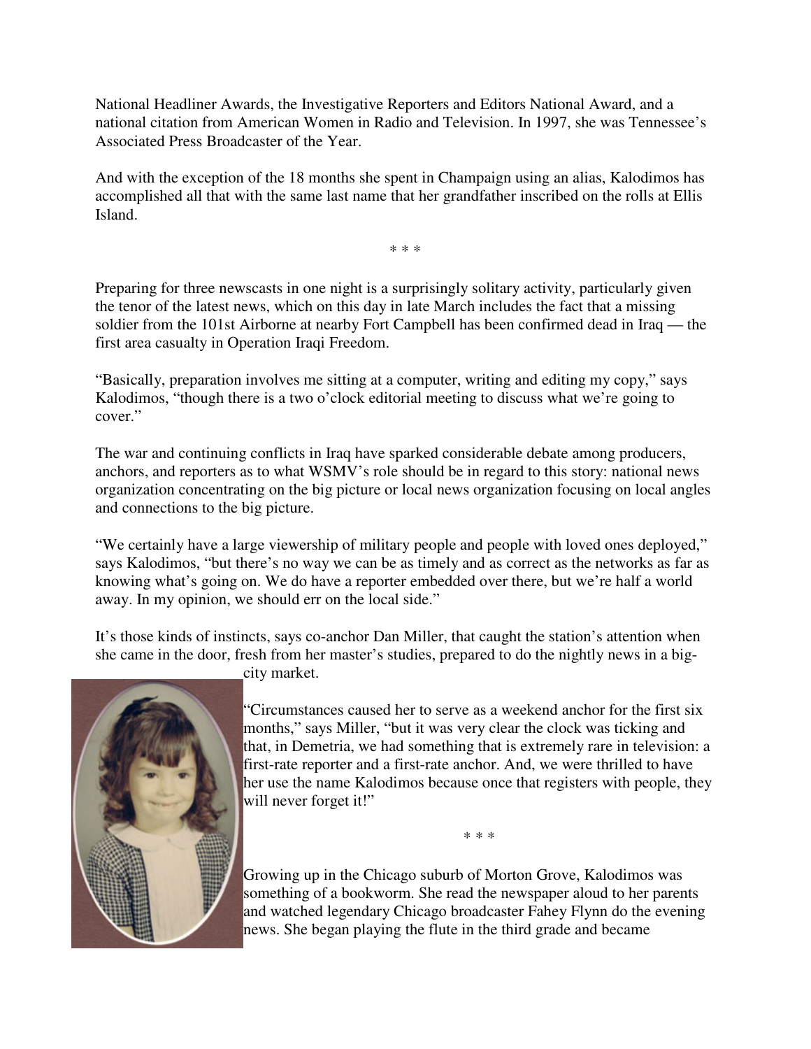National Headliner Awards, the Investigative Reporters and Editors National Award, and a national citation from American Women in Radio and Television. In 1997, she was Tennessee's Associated Press Broadcaster of the Year.

And with the exception of the 18 months she spent in Champaign using an alias, Kalodimos has accomplished all that with the same last name that her grandfather inscribed on the rolls at Ellis Island.

\* \* \*

Preparing for three newscasts in one night is a surprisingly solitary activity, particularly given the tenor of the latest news, which on this day in late March includes the fact that a missing soldier from the 101st Airborne at nearby Fort Campbell has been confirmed dead in Iraq — the first area casualty in Operation Iraqi Freedom.

"Basically, preparation involves me sitting at a computer, writing and editing my copy," says Kalodimos, "though there is a two o'clock editorial meeting to discuss what we're going to cover."

The war and continuing conflicts in Iraq have sparked considerable debate among producers, anchors, and reporters as to what WSMV's role should be in regard to this story: national news organization concentrating on the big picture or local news organization focusing on local angles and connections to the big picture.

"We certainly have a large viewership of military people and people with loved ones deployed," says Kalodimos, "but there's no way we can be as timely and as correct as the networks as far as knowing what's going on. We do have a reporter embedded over there, but we're half a world away. In my opinion, we should err on the local side."

It's those kinds of instincts, says co-anchor Dan Miller, that caught the station's attention when she came in the door, fresh from her master's studies, prepared to do the nightly news in a big-city market.

"Circumstances caused her to serve as a weekend anchor for the first six months," says Miller, "but it was very clear the clock was ticking and that, in Demetria, we had something that is extremely rare in television: a first-rate reporter and a first-rate anchor. And, we were thrilled to have her use the name Kalodimos because once that registers with people, they will never forget it!"

\* \* \*

Growing up in the Chicago suburb of Morton Grove, Kalodimos was something of a bookworm. She read the newspaper aloud to her parents and watched legendary Chicago broadcaster Fahey Flynn do the evening news. She began playing the flute in the third grade and became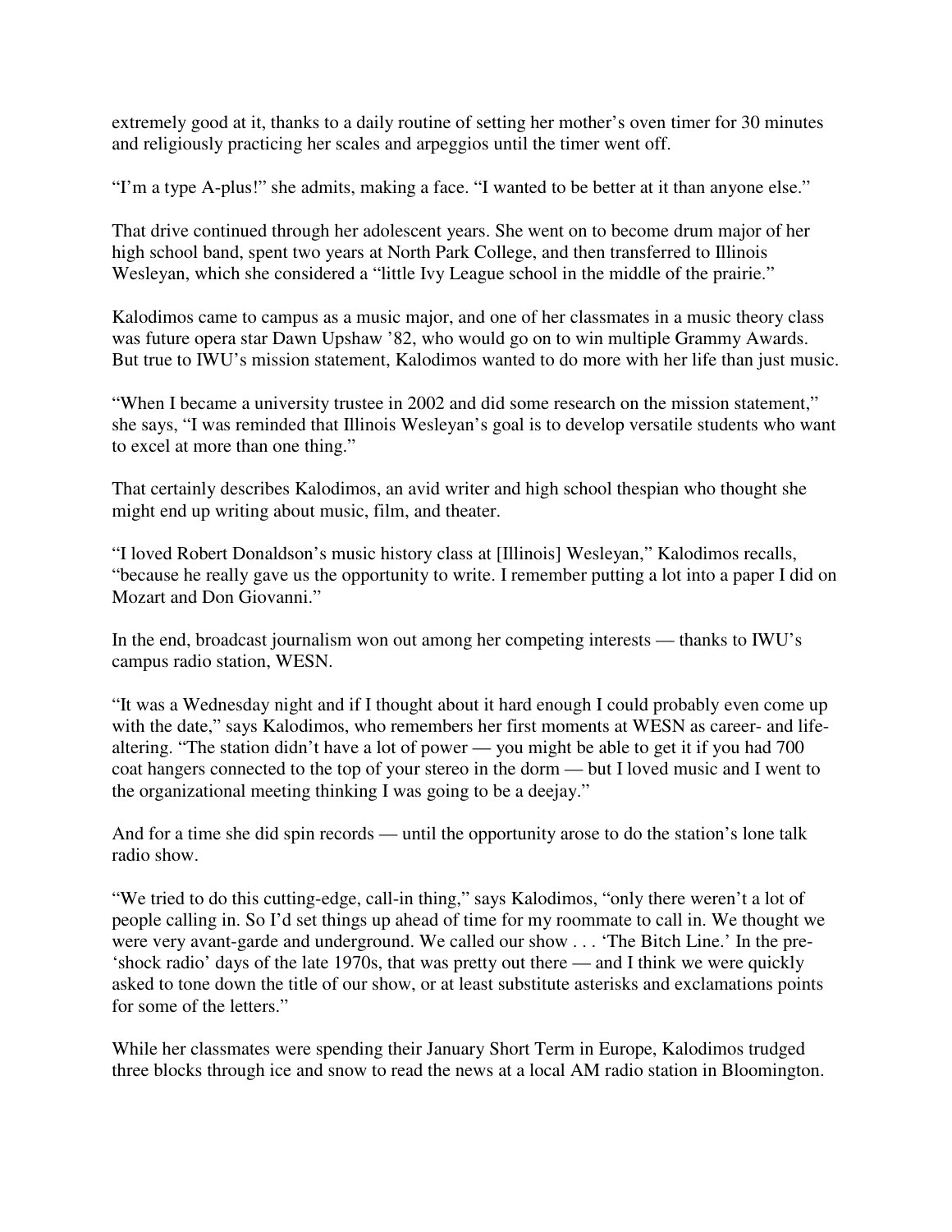extremely good at it, thanks to a daily routine of setting her mother's oven timer for 30 minutes and religiously practicing her scales and arpeggios until the timer went off.

"I'm a type A-plus!" she admits, making a face. "I wanted to be better at it than anyone else."

That drive continued through her adolescent years. She went on to become drum major of her high school band, spent two years at North Park College, and then transferred to Illinois Wesleyan, which she considered a "little Ivy League school in the middle of the prairie."

Kalodimos came to campus as a music major, and one of her classmates in a music theory class was future opera star Dawn Upshaw '82, who would go on to win multiple Grammy Awards. But true to IWU's mission statement, Kalodimos wanted to do more with her life than just music.

"When I became a university trustee in 2002 and did some research on the mission statement," she says, "I was reminded that Illinois Wesleyan's goal is to develop versatile students who want to excel at more than one thing."

That certainly describes Kalodimos, an avid writer and high school thespian who thought she might end up writing about music, film, and theater.

"I loved Robert Donaldson's music history class at [Illinois] Wesleyan," Kalodimos recalls, "because he really gave us the opportunity to write. I remember putting a lot into a paper I did on Mozart and Don Giovanni."

In the end, broadcast journalism won out among her competing interests — thanks to IWU's campus radio station, WESN.

"It was a Wednesday night and if I thought about it hard enough I could probably even come up with the date," says Kalodimos, who remembers her first moments at WESN as career- and life-altering. "The station didn't have a lot of power — you might be able to get it if you had 700 coat hangers connected to the top of your stereo in the dorm — but I loved music and I went to the organizational meeting thinking I was going to be a deejay."

And for a time she did spin records — until the opportunity arose to do the station's lone talk radio show.

"We tried to do this cutting-edge, call-in thing," says Kalodimos, "only there weren't a lot of people calling in. So I'd set things up ahead of time for my roommate to call in. We thought we were very avant-garde and underground. We called our show . . . 'The Bitch Line.' In the pre-'shock radio' days of the late 1970s, that was pretty out there — and I think we were quickly asked to tone down the title of our show, or at least substitute asterisks and exclamations points for some of the letters."

While her classmates were spending their January Short Term in Europe, Kalodimos trudged three blocks through ice and snow to read the news at a local AM radio station in Bloomington.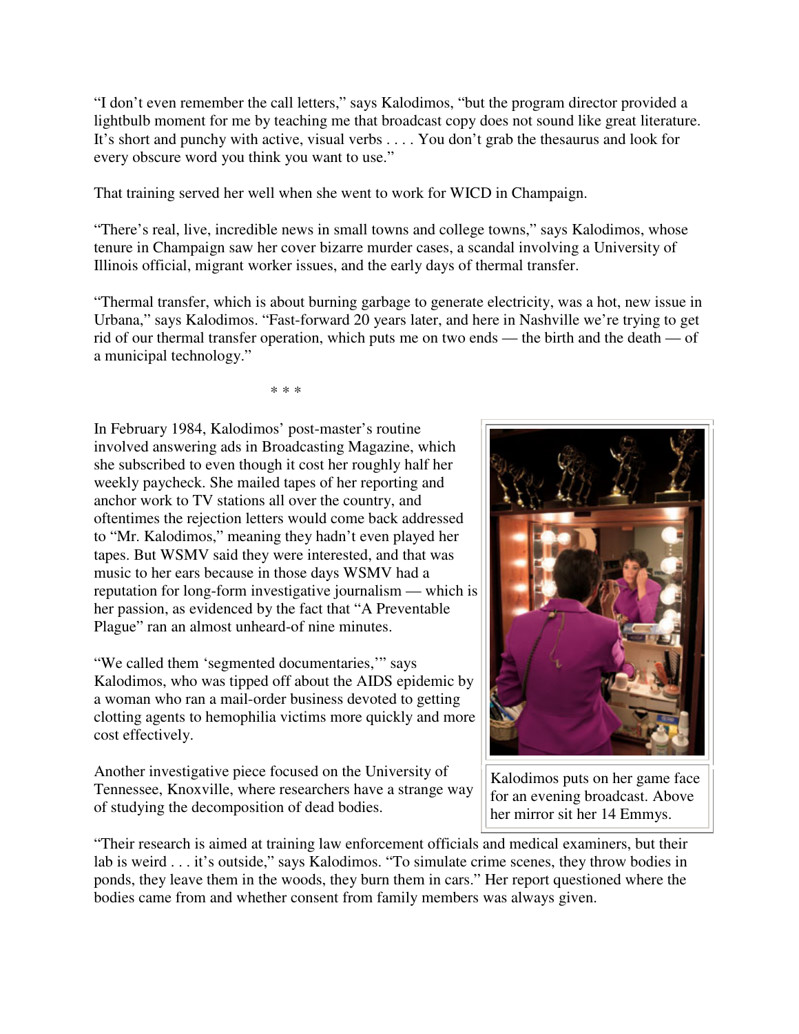"I don't even remember the call letters," says Kalodimos, "but the program director provided a lightbulb moment for me by teaching me that broadcast copy does not sound like great literature. It's short and punchy with active, visual verbs . . . . You don't grab the thesaurus and look for every obscure word you think you want to use."

That training served her well when she went to work for WICD in Champaign.

"There's real, live, incredible news in small towns and college towns," says Kalodimos, whose tenure in Champaign saw her cover bizarre murder cases, a scandal involving a University of Illinois official, migrant worker issues, and the early days of thermal transfer.

"Thermal transfer, which is about burning garbage to generate electricity, was a hot, new issue in Urbana," says Kalodimos. "Fast-forward 20 years later, and here in Nashville we're trying to get rid of our thermal transfer operation, which puts me on two ends — the birth and the death — of a municipal technology."

\* \* \*

In February 1984, Kalodimos' post-master's routine involved answering ads in Broadcasting Magazine, which she subscribed to even though it cost her roughly half her weekly paycheck. She mailed tapes of her reporting and anchor work to TV stations all over the country, and oftentimes the rejection letters would come back addressed to "Mr. Kalodimos," meaning they hadn't even played her tapes. But WSMV said they were interested, and that was music to her ears because in those days WSMV had a reputation for long-form investigative journalism — which is her passion, as evidenced by the fact that "A Preventable Plague" ran an almost unheard-of nine minutes.

"We called them 'segmented documentaries,'" says Kalodimos, who was tipped off about the AIDS epidemic by a woman who ran a mail-order business devoted to getting clotting agents to hemophilia victims more quickly and more cost effectively.

Another investigative piece focused on the University of Tennessee, Knoxville, where researchers have a strange way of studying the decomposition of dead bodies.

Kalodimos puts on her game face for an evening broadcast. Above her mirror sit her 14 Emmys.

"Their research is aimed at training law enforcement officials and medical examiners, but their lab is weird . . . it's outside," says Kalodimos. "To simulate crime scenes, they throw bodies in ponds, they leave them in the woods, they burn them in cars." Her report questioned where the bodies came from and whether consent from family members was always given.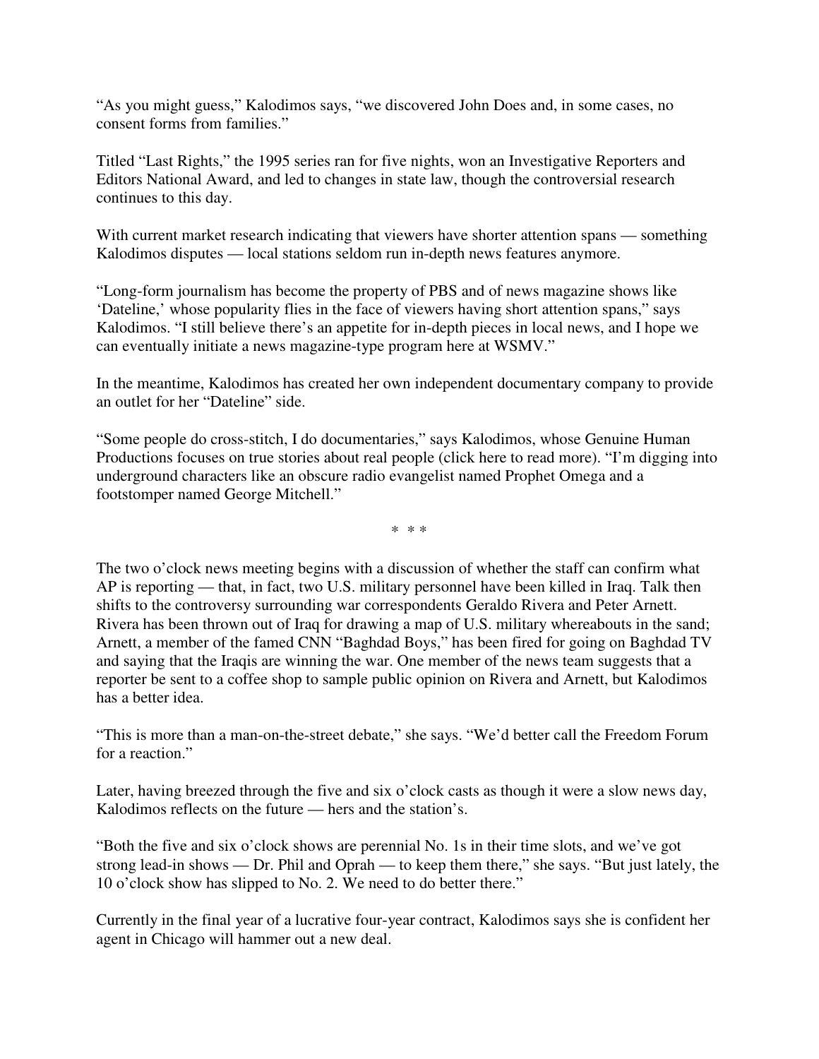"As you might guess," Kalodimos says, "we discovered John Does and, in some cases, no consent forms from families."

Titled "Last Rights," the 1995 series ran for five nights, won an Investigative Reporters and Editors National Award, and led to changes in state law, though the controversial research continues to this day.

With current market research indicating that viewers have shorter attention spans — something Kalodimos disputes — local stations seldom run in-depth news features anymore.

"Long-form journalism has become the property of PBS and of news magazine shows like 'Dateline,' whose popularity flies in the face of viewers having short attention spans," says Kalodimos. "I still believe there's an appetite for in-depth pieces in local news, and I hope we can eventually initiate a news magazine-type program here at WSMV."

In the meantime, Kalodimos has created her own independent documentary company to provide an outlet for her "Dateline" side.

"Some people do cross-stitch, I do documentaries," says Kalodimos, whose Genuine Human Productions focuses on true stories about real people (click here to read more). "I'm digging into underground characters like an obscure radio evangelist named Prophet Omega and a footstomper named George Mitchell."

\* \* \*

The two o'clock news meeting begins with a discussion of whether the staff can confirm what AP is reporting — that, in fact, two U.S. military personnel have been killed in Iraq. Talk then shifts to the controversy surrounding war correspondents Geraldo Rivera and Peter Arnett. Rivera has been thrown out of Iraq for drawing a map of U.S. military whereabouts in the sand; Arnett, a member of the famed CNN "Baghdad Boys," has been fired for going on Baghdad TV and saying that the Iraqis are winning the war. One member of the news team suggests that a reporter be sent to a coffee shop to sample public opinion on Rivera and Arnett, but Kalodimos has a better idea.

"This is more than a man-on-the-street debate," she says. "We'd better call the Freedom Forum for a reaction."

Later, having breezed through the five and six o'clock casts as though it were a slow news day, Kalodimos reflects on the future — hers and the station's.

"Both the five and six o'clock shows are perennial No. 1s in their time slots, and we've got strong lead-in shows — Dr. Phil and Oprah — to keep them there," she says. "But just lately, the 10 o'clock show has slipped to No. 2. We need to do better there."

Currently in the final year of a lucrative four-year contract, Kalodimos says she is confident her agent in Chicago will hammer out a new deal.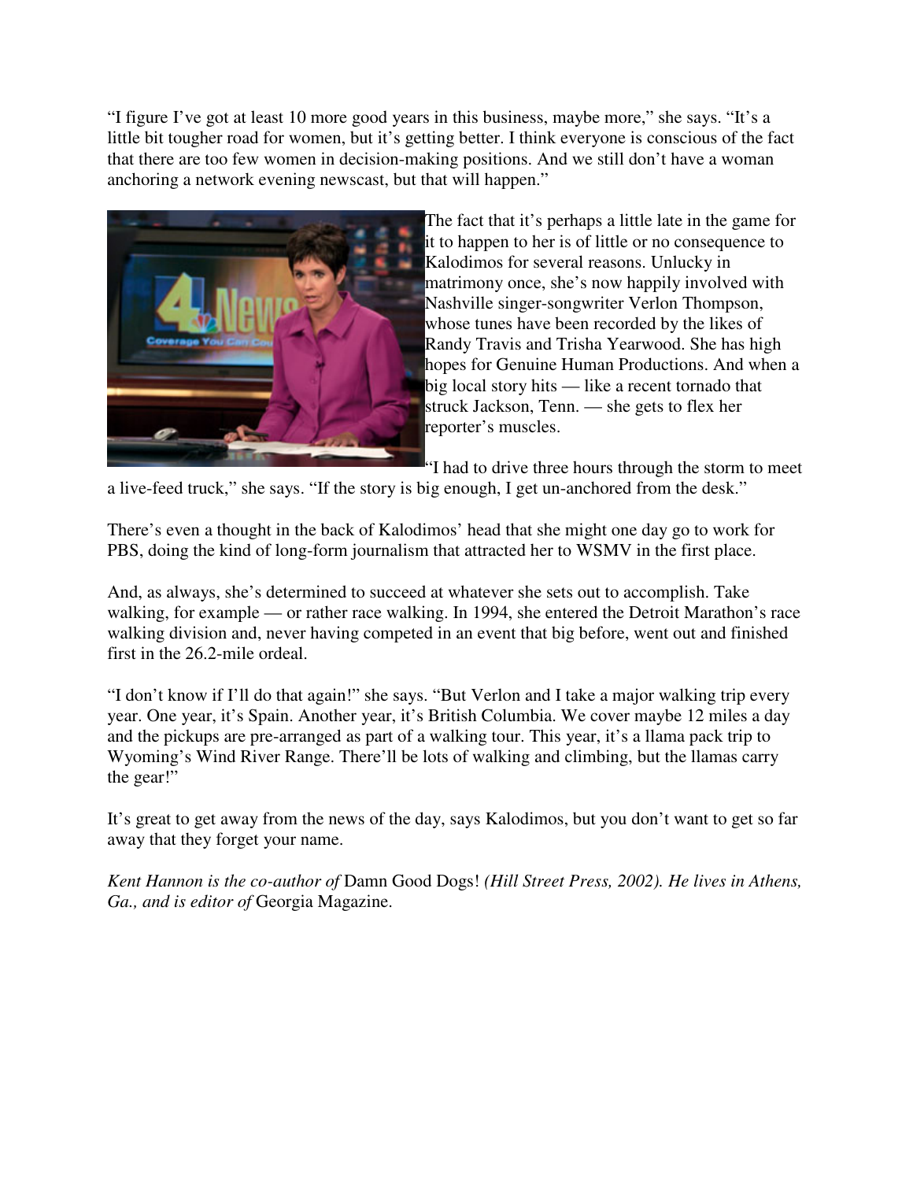"I figure I've got at least 10 more good years in this business, maybe more," she says. "It's a little bit tougher road for women, but it's getting better. I think everyone is conscious of the fact that there are too few women in decision-making positions. And we still don't have a woman anchoring a network evening newscast, but that will happen."

The fact that it's perhaps a little late in the game for it to happen to her is of little or no consequence to Kalodimos for several reasons. Unlucky in matrimony once, she's now happily involved with Nashville singer-songwriter Verlon Thompson, whose tunes have been recorded by the likes of Randy Travis and Trisha Yearwood. She has high hopes for Genuine Human Productions. And when a big local story hits — like a recent tornado that struck Jackson, Tenn. — she gets to flex her reporter's muscles.

"I had to drive three hours through the storm to meet a live-feed truck," she says. "If the story is big enough, I get un-anchored from the desk."

There's even a thought in the back of Kalodimos' head that she might one day go to work for PBS, doing the kind of long-form journalism that attracted her to WSMV in the first place.

And, as always, she's determined to succeed at whatever she sets out to accomplish. Take walking, for example — or rather race walking. In 1994, she entered the Detroit Marathon's race walking division and, never having competed in an event that big before, went out and finished first in the 26.2-mile ordeal.

"I don't know if I'll do that again!" she says. "But Verlon and I take a major walking trip every year. One year, it's Spain. Another year, it's British Columbia. We cover maybe 12 miles a day and the pickups are pre-arranged as part of a walking tour. This year, it's a llama pack trip to Wyoming's Wind River Range. There'll be lots of walking and climbing, but the llamas carry the gear!"

It's great to get away from the news of the day, says Kalodimos, but you don't want to get so far away that they forget your name.

*Kent Hannon is the co-author of* Damn Good Dogs! *(Hill Street Press, 2002). He lives in Athens, Ga., and is editor of* Georgia Magazine.